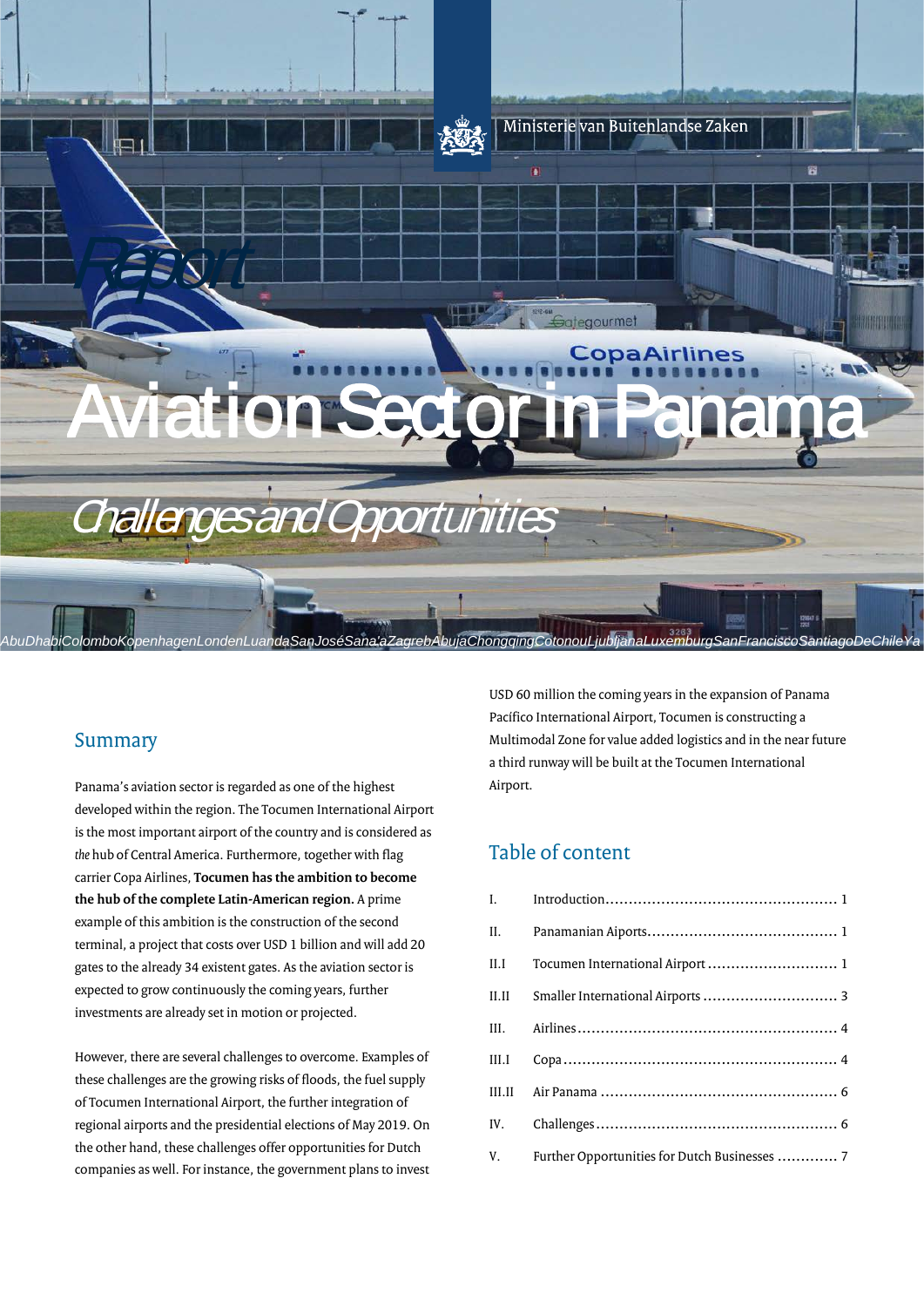Ministerie van Buitenlandse Zaken

*Report*

# Aviation Sector in Panama

*Challenges and Opportunities*

AbuDhabiColomboKopenhagenLondenLuandaSanJoséSana'aZagrebAbujaChongqingCotonouLjubljanaLuxemburgSanFranciscoSantiagoDeChileYa

## Summary

Panama's aviation sector is regarded as one of the highest developed within the region. The Tocumen International Airport is the most important airport of the country and is considered as *the* hub of Central America. Furthermore, together with flag carrier Copa Airlines, **Tocumen has the ambition to become the hub of the complete Latin-American region.** A prime example of this ambition is the construction of the second terminal, a project that costs over USD 1 billion and will add 20 gates to the already 34 existent gates. As the aviation sector is expected to grow continuously the coming years, further investments are already set in motion or projected.

However, there are several challenges to overcome. Examples of these challenges are the growing risks of floods, the fuel supply of Tocumen International Airport, the further integration of regional airports and the presidential elections of May 2019. On the other hand, these challenges offer opportunities for Dutch companies as well. For instance, the government plans to invest USD 60 million the coming years in the expansion of Panama Pacífico International Airport, Tocumen is constructing a Multimodal Zone for value added logistics and in the near future a third runway will be built at the Tocumen International Airport.

## Table of content

| | | |
|---|---|---|
| I. | Introduction | 1 |
| II. | Panamanian Aiports | 1 |
| II.I | Tocumen International Airport | 1 |
| II.II | Smaller International Airports | 3 |
| III. | Airlines | 4 |
| III.I | Copa | 4 |
| III.II | Air Panama | 6 |
| IV. | Challenges | 6 |
| V. | Further Opportunities for Dutch Businesses | 7 |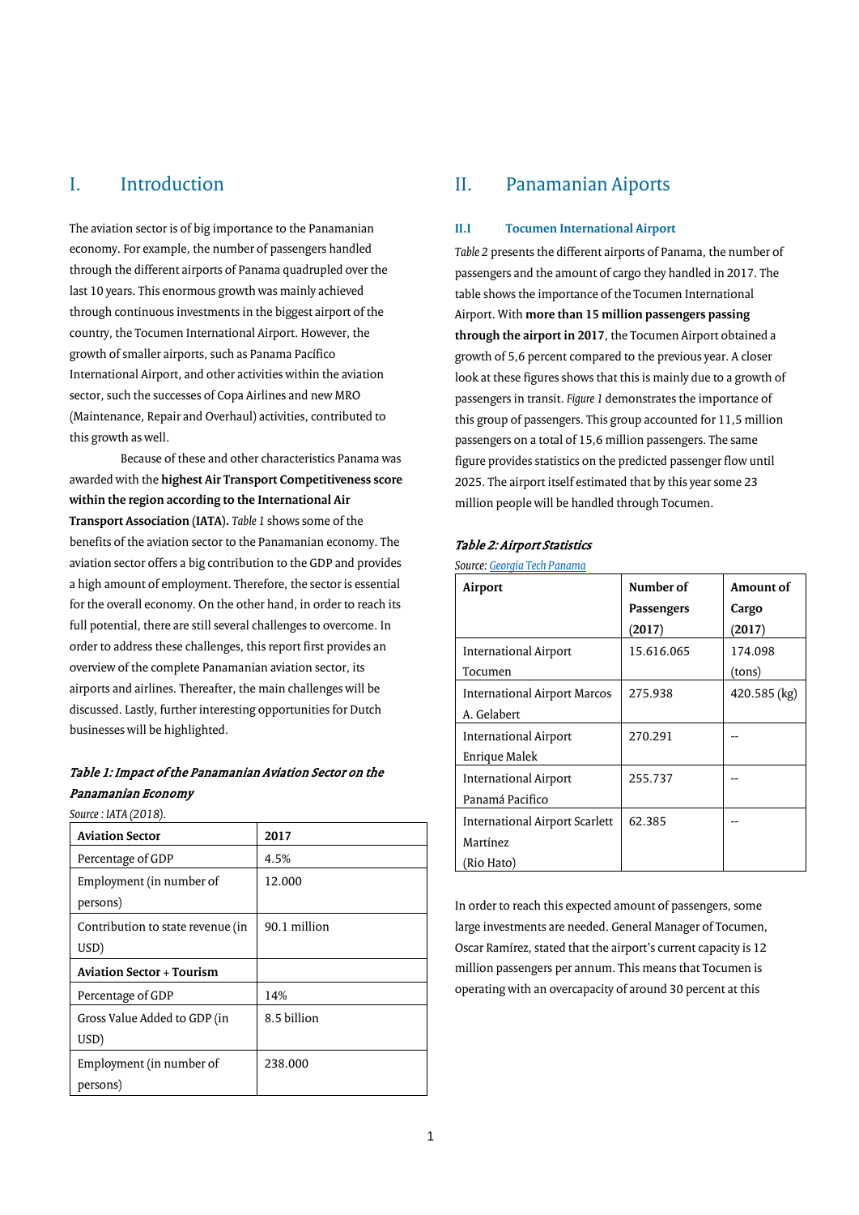# I. Introduction

The aviation sector is of big importance to the Panamanian economy. For example, the number of passengers handled through the different airports of Panama quadrupled over the last 10 years. This enormous growth was mainly achieved through continuous investments in the biggest airport of the country, the Tocumen International Airport. However, the growth of smaller airports, such as Panama Pacífico International Airport, and other activities within the aviation sector, such the successes of Copa Airlines and new MRO (Maintenance, Repair and Overhaul) activities, contributed to this growth as well.

Because of these and other characteristics Panama was awarded with the **highest Air Transport Competitiveness score within the region according to the International Air Transport Association (IATA).** *Table 1* shows some of the benefits of the aviation sector to the Panamanian economy. The aviation sector offers a big contribution to the GDP and provides a high amount of employment. Therefore, the sector is essential for the overall economy. On the other hand, in order to reach its full potential, there are still several challenges to overcome. In order to address these challenges, this report first provides an overview of the complete Panamanian aviation sector, its airports and airlines. Thereafter, the main challenges will be discussed. Lastly, further interesting opportunities for Dutch businesses will be highlighted.

***Table 1: Impact of the Panamanian Aviation Sector on the Panamanian Economy***

*Source : IATA (2018).*

| **Aviation Sector** | **2017** |
|---|---|
| Percentage of GDP | 4.5% |
| Employment (in number of persons) | 12.000 |
| Contribution to state revenue (in USD) | 90.1 million |
| **Aviation Sector + Tourism** | |
| Percentage of GDP | 14% |
| Gross Value Added to GDP (in USD) | 8.5 billion |
| Employment (in number of persons) | 238.000 |

# II. Panamanian Aiports

### II.I Tocumen International Airport

*Table 2* presents the different airports of Panama, the number of passengers and the amount of cargo they handled in 2017. The table shows the importance of the Tocumen International Airport. With **more than 15 million passengers passing through the airport in 2017**, the Tocumen Airport obtained a growth of 5,6 percent compared to the previous year. A closer look at these figures shows that this is mainly due to a growth of passengers in transit. *Figure 1* demonstrates the importance of this group of passengers. This group accounted for 11,5 million passengers on a total of 15,6 million passengers. The same figure provides statistics on the predicted passenger flow until 2025. The airport itself estimated that by this year some 23 million people will be handled through Tocumen.

***Table 2: Airport Statistics***

*Source: Georgia Tech Panama*

| **Airport** | **Number of Passengers (2017)** | **Amount of Cargo (2017)** |
|---|---|---|
| International Airport Tocumen | 15.616.065 | 174.098 (tons) |
| International Airport Marcos A. Gelabert | 275.938 | 420.585 (kg) |
| International Airport Enrique Malek | 270.291 | -- |
| International Airport Panamá Pacifico | 255.737 | -- |
| International Airport Scarlett Martínez (Rio Hato) | 62.385 | -- |

In order to reach this expected amount of passengers, some large investments are needed. General Manager of Tocumen, Oscar Ramírez, stated that the airport's current capacity is 12 million passengers per annum. This means that Tocumen is operating with an overcapacity of around 30 percent at this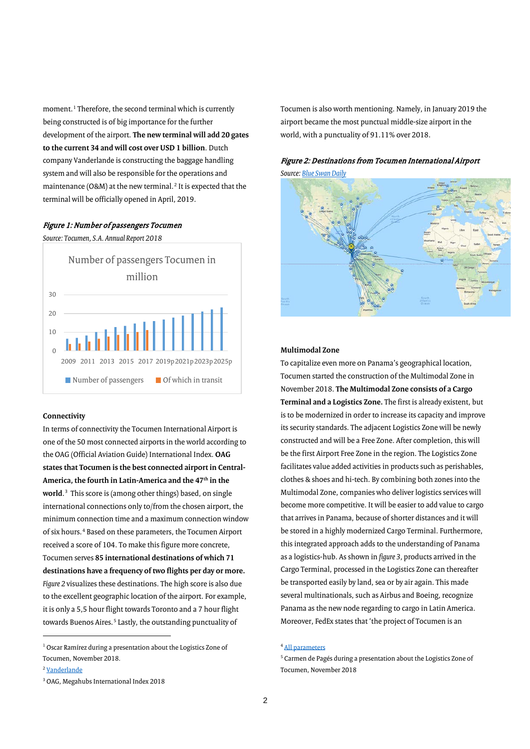moment.[1] Therefore, the second terminal which is currently being constructed is of big importance for the further development of the airport. **The new terminal will add 20 gates to the current 34 and will cost over USD 1 billion.** Dutch company Vanderlande is constructing the baggage handling system and will also be responsible for the operations and maintenance (O&M) at the new terminal.[2] It is expected that the terminal will be officially opened in April, 2019.

*Figure 1: Number of passengers Tocumen*

*Source: Tocumen, S.A. Annual Report 2018*

Number of passengers Tocumen in million

30
20
10
0

2009 2011 2013 2015 2017 2019p 2021p 2023p 2025p

Number of passengers   Of which in transit

### Connectivity

In terms of connectivity the Tocumen International Airport is one of the 50 most connected airports in the world according to the OAG (Official Aviation Guide) International Index. **OAG states that Tocumen is the best connected airport in Central-America, the fourth in Latin-America and the 47th in the world.**[3] This score is (among other things) based, on single international connections only to/from the chosen airport, the minimum connection time and a maximum connection window of six hours.[4] Based on these parameters, the Tocumen Airport received a score of 104. To make this figure more concrete, Tocumen serves **85 international destinations of which 71 destinations have a frequency of two flights per day or more.** *Figure 2* visualizes these destinations. The high score is also due to the excellent geographic location of the airport. For example, it is only a 5,5 hour flight towards Toronto and a 7 hour flight towards Buenos Aires.[5] Lastly, the outstanding punctuality of Tocumen is also worth mentioning. Namely, in January 2019 the airport became the most punctual middle-size airport in the world, with a punctuality of 91.11% over 2018.

*Figure 2: Destinations from Tocumen International Airport*

*Source: Blue Swan Daily*

### Multimodal Zone

To capitalize even more on Panama's geographical location, Tocumen started the construction of the Multimodal Zone in November 2018. **The Multimodal Zone consists of a Cargo Terminal and a Logistics Zone.** The first is already existent, but is to be modernized in order to increase its capacity and improve its security standards. The adjacent Logistics Zone will be newly constructed and will be a Free Zone. After completion, this will be the first Airport Free Zone in the region. The Logistics Zone facilitates value added activities in products such as perishables, clothes & shoes and hi-tech. By combining both zones into the Multimodal Zone, companies who deliver logistics services will become more competitive. It will be easier to add value to cargo that arrives in Panama, because of shorter distances and it will be stored in a highly modernized Cargo Terminal. Furthermore, this integrated approach adds to the understanding of Panama as a logistics-hub. As shown in *figure 3*, products arrived in the Cargo Terminal, processed in the Logistics Zone can thereafter be transported easily by land, sea or by air again. This made several multinationals, such as Airbus and Boeing, recognize Panama as the new node regarding to cargo in Latin America. Moreover, FedEx states that 'the project of Tocumen is an

---

[1] Oscar Ramírez during a presentation about the Logistics Zone of Tocumen, November 2018.

[2] Vanderlande

[3] OAG, Megahubs International Index 2018

[4] All parameters

[5] Carmen de Pagés during a presentation about the Logistics Zone of Tocumen, November 2018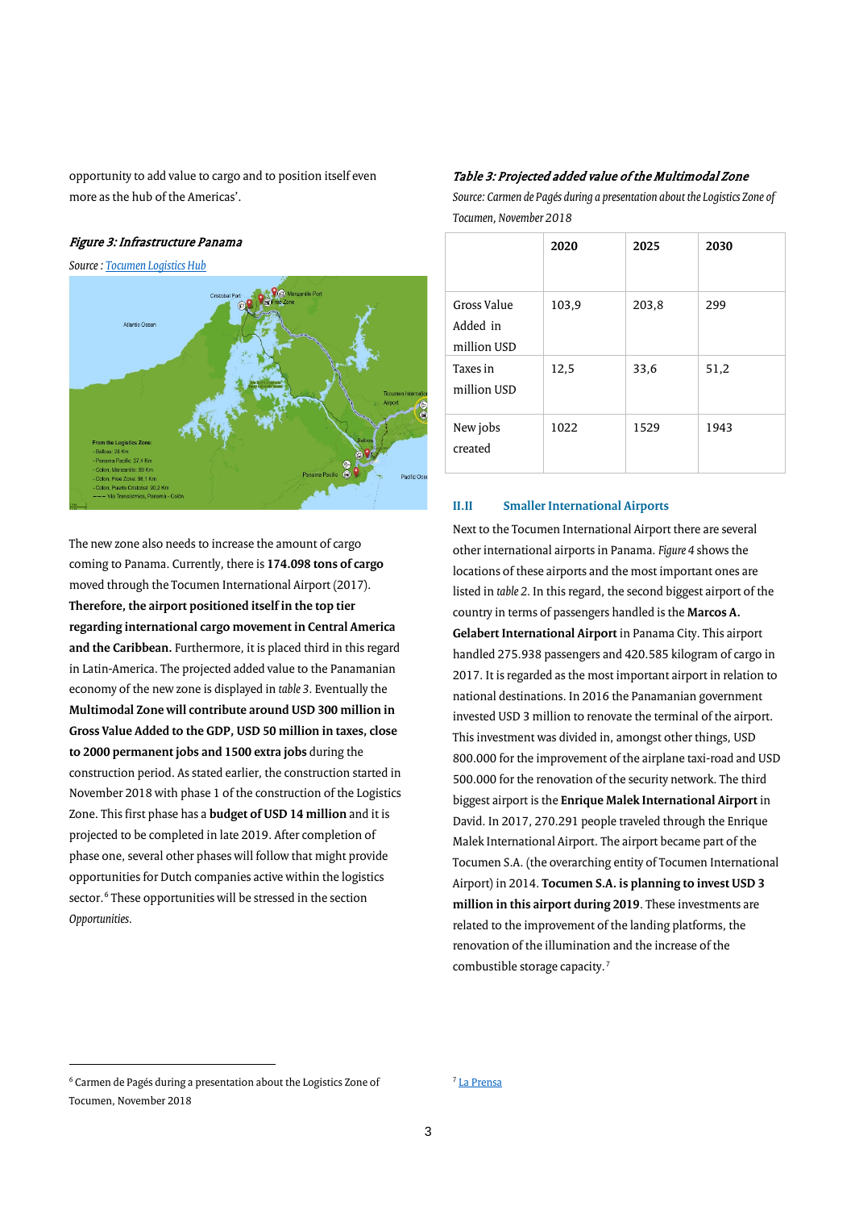opportunity to add value to cargo and to position itself even more as the hub of the Americas'.

***Figure 3: Infrastructure Panama***

*Source : Tocumen Logistics Hub*

The new zone also needs to increase the amount of cargo coming to Panama. Currently, there is **174.098 tons of cargo** moved through the Tocumen International Airport (2017). **Therefore, the airport positioned itself in the top tier regarding international cargo movement in Central America and the Caribbean.** Furthermore, it is placed third in this regard in Latin-America. The projected added value to the Panamanian economy of the new zone is displayed in *table 3*. Eventually the **Multimodal Zone will contribute around USD 300 million in Gross Value Added to the GDP, USD 50 million in taxes, close to 2000 permanent jobs and 1500 extra jobs** during the construction period. As stated earlier, the construction started in November 2018 with phase 1 of the construction of the Logistics Zone. This first phase has a **budget of USD 14 million** and it is projected to be completed in late 2019. After completion of phase one, several other phases will follow that might provide opportunities for Dutch companies active within the logistics sector.[6] These opportunities will be stressed in the section *Opportunities*.

***Table 3: Projected added value of the Multimodal Zone***

*Source: Carmen de Pagés during a presentation about the Logistics Zone of Tocumen, November 2018*

| | 2020 | 2025 | 2030 |
|---|---|---|---|
| Gross Value Added in million USD | 103,9 | 203,8 | 299 |
| Taxes in million USD | 12,5 | 33,6 | 51,2 |
| New jobs created | 1022 | 1529 | 1943 |

## II.II Smaller International Airports

Next to the Tocumen International Airport there are several other international airports in Panama. *Figure 4* shows the locations of these airports and the most important ones are listed in *table 2*. In this regard, the second biggest airport of the country in terms of passengers handled is the **Marcos A. Gelabert International Airport** in Panama City. This airport handled 275.938 passengers and 420.585 kilogram of cargo in 2017. It is regarded as the most important airport in relation to national destinations. In 2016 the Panamanian government invested USD 3 million to renovate the terminal of the airport. This investment was divided in, amongst other things, USD 800.000 for the improvement of the airplane taxi-road and USD 500.000 for the renovation of the security network. The third biggest airport is the **Enrique Malek International Airport** in David. In 2017, 270.291 people traveled through the Enrique Malek International Airport. The airport became part of the Tocumen S.A. (the overarching entity of Tocumen International Airport) in 2014. **Tocumen S.A. is planning to invest USD 3 million in this airport during 2019**. These investments are related to the improvement of the landing platforms, the renovation of the illumination and the increase of the combustible storage capacity.[7]

[6] Carmen de Pagés during a presentation about the Logistics Zone of Tocumen, November 2018

[7] La Prensa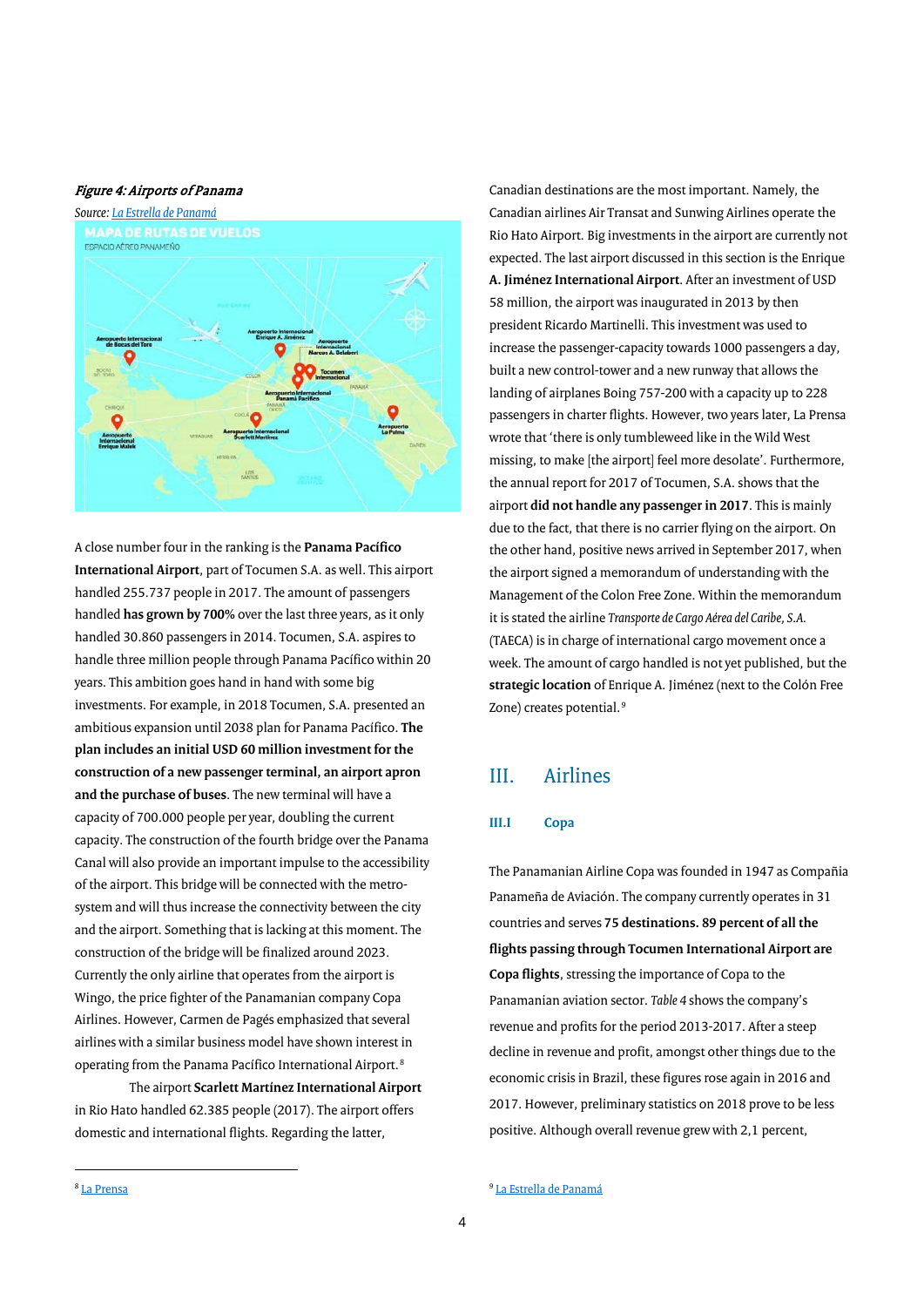*Figure 4: Airports of Panama*

*Source: La Estrella de Panamá*

A close number four in the ranking is the **Panama Pacífico International Airport**, part of Tocumen S.A. as well. This airport handled 255.737 people in 2017. The amount of passengers handled **has grown by 700%** over the last three years, as it only handled 30.860 passengers in 2014. Tocumen, S.A. aspires to handle three million people through Panama Pacífico within 20 years. This ambition goes hand in hand with some big investments. For example, in 2018 Tocumen, S.A. presented an ambitious expansion until 2038 plan for Panama Pacífico. **The plan includes an initial USD 60 million investment for the construction of a new passenger terminal, an airport apron and the purchase of buses**. The new terminal will have a capacity of 700.000 people per year, doubling the current capacity. The construction of the fourth bridge over the Panama Canal will also provide an important impulse to the accessibility of the airport. This bridge will be connected with the metro-system and will thus increase the connectivity between the city and the airport. Something that is lacking at this moment. The construction of the bridge will be finalized around 2023. Currently the only airline that operates from the airport is Wingo, the price fighter of the Panamanian company Copa Airlines. However, Carmen de Pagés emphasized that several airlines with a similar business model have shown interest in operating from the Panama Pacífico International Airport.[8]

The airport **Scarlett Martínez International Airport** in Rio Hato handled 62.385 people (2017). The airport offers domestic and international flights. Regarding the latter, Canadian destinations are the most important. Namely, the Canadian airlines Air Transat and Sunwing Airlines operate the Rio Hato Airport. Big investments in the airport are currently not expected. The last airport discussed in this section is the Enrique **A. Jiménez International Airport**. After an investment of USD 58 million, the airport was inaugurated in 2013 by then president Ricardo Martinelli. This investment was used to increase the passenger-capacity towards 1000 passengers a day, built a new control-tower and a new runway that allows the landing of airplanes Boing 757-200 with a capacity up to 228 passengers in charter flights. However, two years later, La Prensa wrote that 'there is only tumbleweed like in the Wild West missing, to make [the airport] feel more desolate'. Furthermore, the annual report for 2017 of Tocumen, S.A. shows that the airport **did not handle any passenger in 2017**. This is mainly due to the fact, that there is no carrier flying on the airport. On the other hand, positive news arrived in September 2017, when the airport signed a memorandum of understanding with the Management of the Colon Free Zone. Within the memorandum it is stated the airline *Transporte de Cargo Aérea del Caribe, S.A.* (TAECA) is in charge of international cargo movement once a week. The amount of cargo handled is not yet published, but the **strategic location** of Enrique A. Jiménez (next to the Colón Free Zone) creates potential.[9]

## III. Airlines

### III.I Copa

The Panamanian Airline Copa was founded in 1947 as Compañia Panameña de Aviación. The company currently operates in 31 countries and serves **75 destinations. 89 percent of all the flights passing through Tocumen International Airport are Copa flights**, stressing the importance of Copa to the Panamanian aviation sector. *Table 4* shows the company's revenue and profits for the period 2013-2017. After a steep decline in revenue and profit, amongst other things due to the economic crisis in Brazil, these figures rose again in 2016 and 2017. However, preliminary statistics on 2018 prove to be less positive. Although overall revenue grew with 2,1 percent,

[8] La Prensa

[9] La Estrella de Panamá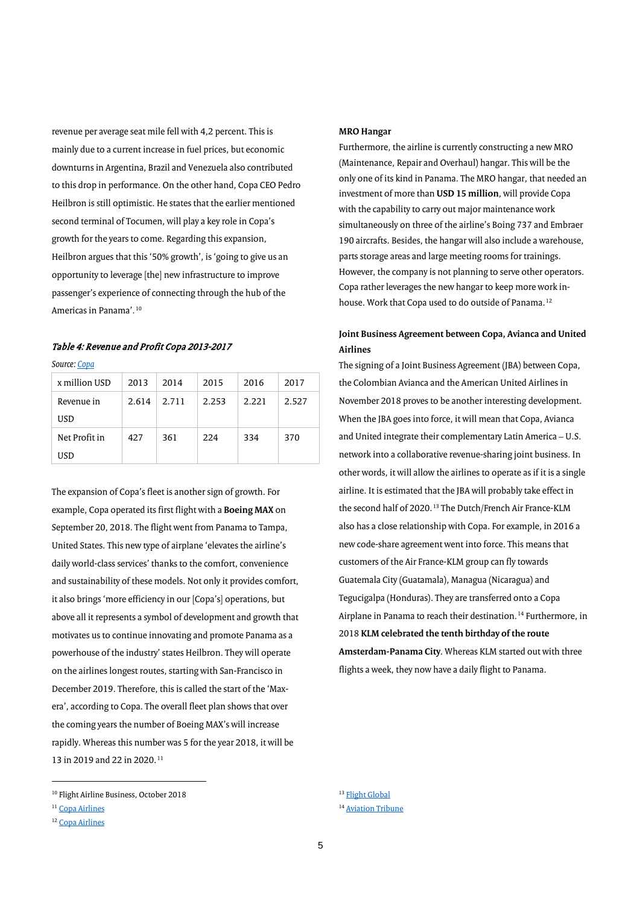revenue per average seat mile fell with 4,2 percent. This is mainly due to a current increase in fuel prices, but economic downturns in Argentina, Brazil and Venezuela also contributed to this drop in performance. On the other hand, Copa CEO Pedro Heilbron is still optimistic. He states that the earlier mentioned second terminal of Tocumen, will play a key role in Copa's growth for the years to come. Regarding this expansion, Heilbron argues that this '50% growth', is 'going to give us an opportunity to leverage [the] new infrastructure to improve passenger's experience of connecting through the hub of the Americas in Panama'.[10]

***Table 4: Revenue and Profit Copa 2013-2017***

*Source: Copa*

| x million USD | 2013 | 2014 | 2015 | 2016 | 2017 |
|---|---|---|---|---|---|
| Revenue in USD | 2.614 | 2.711 | 2.253 | 2.221 | 2.527 |
| Net Profit in USD | 427 | 361 | 224 | 334 | 370 |

The expansion of Copa's fleet is another sign of growth. For example, Copa operated its first flight with a **Boeing MAX** on September 20, 2018. The flight went from Panama to Tampa, United States. This new type of airplane 'elevates the airline's daily world-class services' thanks to the comfort, convenience and sustainability of these models. Not only it provides comfort, it also brings 'more efficiency in our [Copa's] operations, but above all it represents a symbol of development and growth that motivates us to continue innovating and promote Panama as a powerhouse of the industry' states Heilbron. They will operate on the airlines longest routes, starting with San-Francisco in December 2019. Therefore, this is called the start of the 'Max-era', according to Copa. The overall fleet plan shows that over the coming years the number of Boeing MAX's will increase rapidly. Whereas this number was 5 for the year 2018, it will be 13 in 2019 and 22 in 2020.[11]

**MRO Hangar**

Furthermore, the airline is currently constructing a new MRO (Maintenance, Repair and Overhaul) hangar. This will be the only one of its kind in Panama. The MRO hangar, that needed an investment of more than **USD 15 million**, will provide Copa with the capability to carry out major maintenance work simultaneously on three of the airline's Boing 737 and Embraer 190 aircrafts. Besides, the hangar will also include a warehouse, parts storage areas and large meeting rooms for trainings. However, the company is not planning to serve other operators. Copa rather leverages the new hangar to keep more work in-house. Work that Copa used to do outside of Panama.[12]

**Joint Business Agreement between Copa, Avianca and United Airlines**

The signing of a Joint Business Agreement (JBA) between Copa, the Colombian Avianca and the American United Airlines in November 2018 proves to be another interesting development. When the JBA goes into force, it will mean that Copa, Avianca and United integrate their complementary Latin America – U.S. network into a collaborative revenue-sharing joint business. In other words, it will allow the airlines to operate as if it is a single airline. It is estimated that the JBA will probably take effect in the second half of 2020.[13] The Dutch/French Air France-KLM also has a close relationship with Copa. For example, in 2016 a new code-share agreement went into force. This means that customers of the Air France-KLM group can fly towards Guatemala City (Guatamala), Managua (Nicaragua) and Tegucigalpa (Honduras). They are transferred onto a Copa Airplane in Panama to reach their destination.[14] Furthermore, in 2018 **KLM celebrated the tenth birthday of the route Amsterdam-Panama City**. Whereas KLM started out with three flights a week, they now have a daily flight to Panama.

[10] Flight Airline Business, October 2018

[11] Copa Airlines

[12] Copa Airlines

[13] Flight Global

[14] Aviation Tribune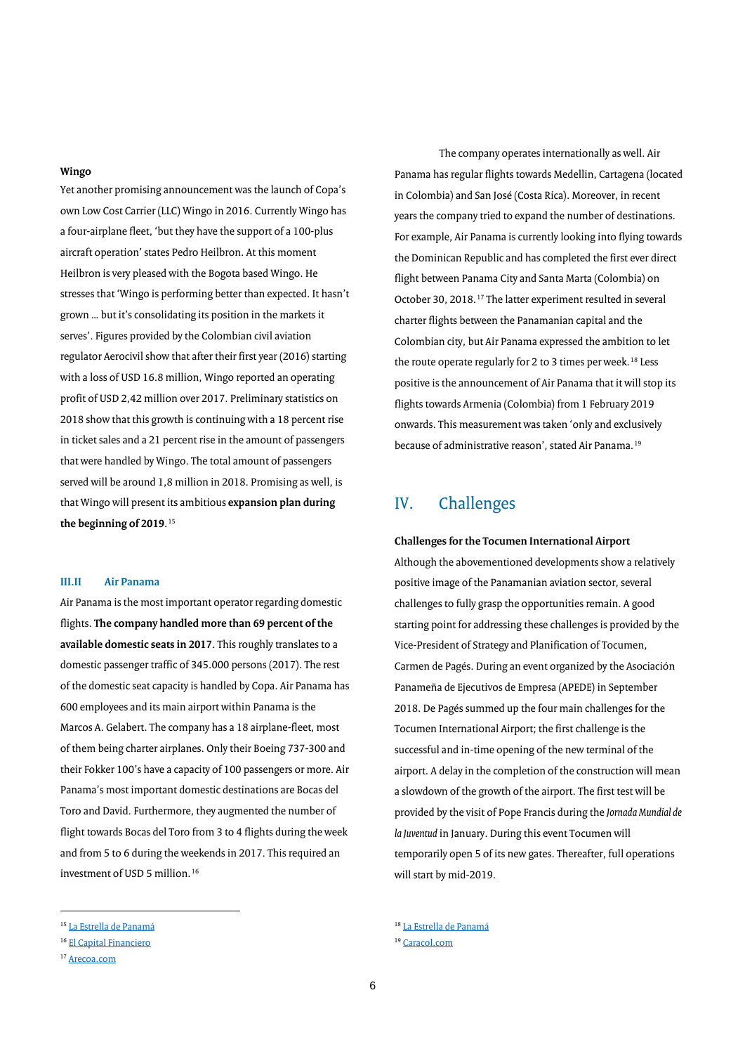### Wingo

Yet another promising announcement was the launch of Copa's own Low Cost Carrier (LLC) Wingo in 2016. Currently Wingo has a four-airplane fleet, 'but they have the support of a 100-plus aircraft operation' states Pedro Heilbron. At this moment Heilbron is very pleased with the Bogota based Wingo. He stresses that 'Wingo is performing better than expected. It hasn't grown … but it's consolidating its position in the markets it serves'. Figures provided by the Colombian civil aviation regulator Aerocivil show that after their first year (2016) starting with a loss of USD 16.8 million, Wingo reported an operating profit of USD 2,42 million over 2017. Preliminary statistics on 2018 show that this growth is continuing with a 18 percent rise in ticket sales and a 21 percent rise in the amount of passengers that were handled by Wingo. The total amount of passengers served will be around 1,8 million in 2018. Promising as well, is that Wingo will present its ambitious **expansion plan during the beginning of 2019**.[15]

### III.II Air Panama

Air Panama is the most important operator regarding domestic flights. **The company handled more than 69 percent of the available domestic seats in 2017**. This roughly translates to a domestic passenger traffic of 345.000 persons (2017). The rest of the domestic seat capacity is handled by Copa. Air Panama has 600 employees and its main airport within Panama is the Marcos A. Gelabert. The company has a 18 airplane-fleet, most of them being charter airplanes. Only their Boeing 737-300 and their Fokker 100's have a capacity of 100 passengers or more. Air Panama's most important domestic destinations are Bocas del Toro and David. Furthermore, they augmented the number of flight towards Bocas del Toro from 3 to 4 flights during the week and from 5 to 6 during the weekends in 2017. This required an investment of USD 5 million.[16]

The company operates internationally as well. Air Panama has regular flights towards Medellin, Cartagena (located in Colombia) and San José (Costa Rica). Moreover, in recent years the company tried to expand the number of destinations. For example, Air Panama is currently looking into flying towards the Dominican Republic and has completed the first ever direct flight between Panama City and Santa Marta (Colombia) on October 30, 2018.[17] The latter experiment resulted in several charter flights between the Panamanian capital and the Colombian city, but Air Panama expressed the ambition to let the route operate regularly for 2 to 3 times per week.[18] Less positive is the announcement of Air Panama that it will stop its flights towards Armenia (Colombia) from 1 February 2019 onwards. This measurement was taken 'only and exclusively because of administrative reason', stated Air Panama.[19]

## IV. Challenges

### Challenges for the Tocumen International Airport

Although the abovementioned developments show a relatively positive image of the Panamanian aviation sector, several challenges to fully grasp the opportunities remain. A good starting point for addressing these challenges is provided by the Vice-President of Strategy and Planification of Tocumen, Carmen de Pagés. During an event organized by the Asociación Panameña de Ejecutivos de Empresa (APEDE) in September 2018. De Pagés summed up the four main challenges for the Tocumen International Airport; the first challenge is the successful and in-time opening of the new terminal of the airport. A delay in the completion of the construction will mean a slowdown of the growth of the airport. The first test will be provided by the visit of Pope Francis during the *Jornada Mundial de la Juventud* in January. During this event Tocumen will temporarily open 5 of its new gates. Thereafter, full operations will start by mid-2019.

---

[15] La Estrella de Panamá

[16] El Capital Financiero

[17] Arecoa.com

[18] La Estrella de Panamá

[19] Caracol.com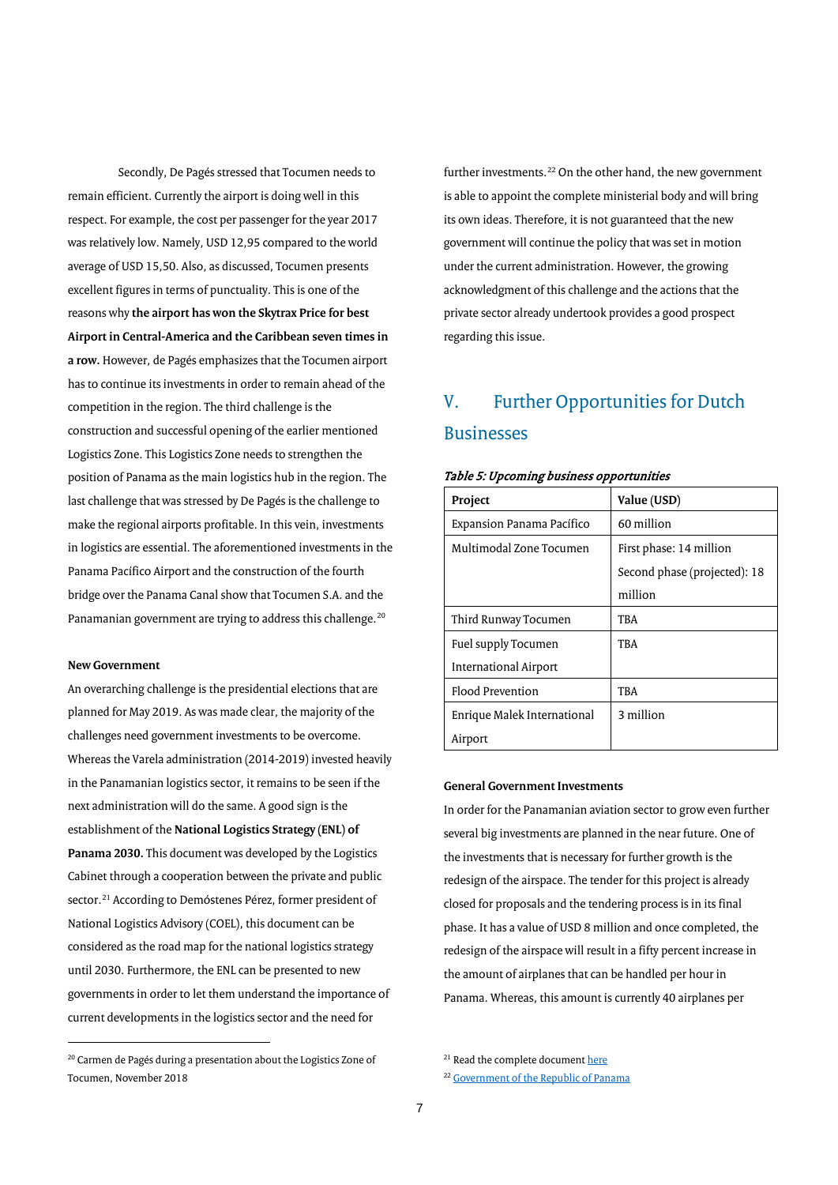Secondly, De Pagés stressed that Tocumen needs to remain efficient. Currently the airport is doing well in this respect. For example, the cost per passenger for the year 2017 was relatively low. Namely, USD 12,95 compared to the world average of USD 15,50. Also, as discussed, Tocumen presents excellent figures in terms of punctuality. This is one of the reasons why **the airport has won the Skytrax Price for best Airport in Central-America and the Caribbean seven times in a row.** However, de Pagés emphasizes that the Tocumen airport has to continue its investments in order to remain ahead of the competition in the region. The third challenge is the construction and successful opening of the earlier mentioned Logistics Zone. This Logistics Zone needs to strengthen the position of Panama as the main logistics hub in the region. The last challenge that was stressed by De Pagés is the challenge to make the regional airports profitable. In this vein, investments in logistics are essential. The aforementioned investments in the Panama Pacífico Airport and the construction of the fourth bridge over the Panama Canal show that Tocumen S.A. and the Panamanian government are trying to address this challenge.[20]

**New Government**

An overarching challenge is the presidential elections that are planned for May 2019. As was made clear, the majority of the challenges need government investments to be overcome. Whereas the Varela administration (2014-2019) invested heavily in the Panamanian logistics sector, it remains to be seen if the next administration will do the same. A good sign is the establishment of the **National Logistics Strategy (ENL) of Panama 2030.** This document was developed by the Logistics Cabinet through a cooperation between the private and public sector.[21] According to Demóstenes Pérez, former president of National Logistics Advisory (COEL), this document can be considered as the road map for the national logistics strategy until 2030. Furthermore, the ENL can be presented to new governments in order to let them understand the importance of current developments in the logistics sector and the need for further investments.[22] On the other hand, the new government is able to appoint the complete ministerial body and will bring its own ideas. Therefore, it is not guaranteed that the new government will continue the policy that was set in motion under the current administration. However, the growing acknowledgment of this challenge and the actions that the private sector already undertook provides a good prospect regarding this issue.

## V. Further Opportunities for Dutch Businesses

*Table 5: Upcoming business opportunities*

| Project | Value (USD) |
|---|---|
| Expansion Panama Pacífico | 60 million |
| Multimodal Zone Tocumen | First phase: 14 million<br>Second phase (projected): 18 million |
| Third Runway Tocumen | TBA |
| Fuel supply Tocumen International Airport | TBA |
| Flood Prevention | TBA |
| Enrique Malek International Airport | 3 million |

**General Government Investments**

In order for the Panamanian aviation sector to grow even further several big investments are planned in the near future. One of the investments that is necessary for further growth is the redesign of the airspace. The tender for this project is already closed for proposals and the tendering process is in its final phase. It has a value of USD 8 million and once completed, the redesign of the airspace will result in a fifty percent increase in the amount of airplanes that can be handled per hour in Panama. Whereas, this amount is currently 40 airplanes per

[20] Carmen de Pagés during a presentation about the Logistics Zone of Tocumen, November 2018

[21] Read the complete document here

[22] Government of the Republic of Panama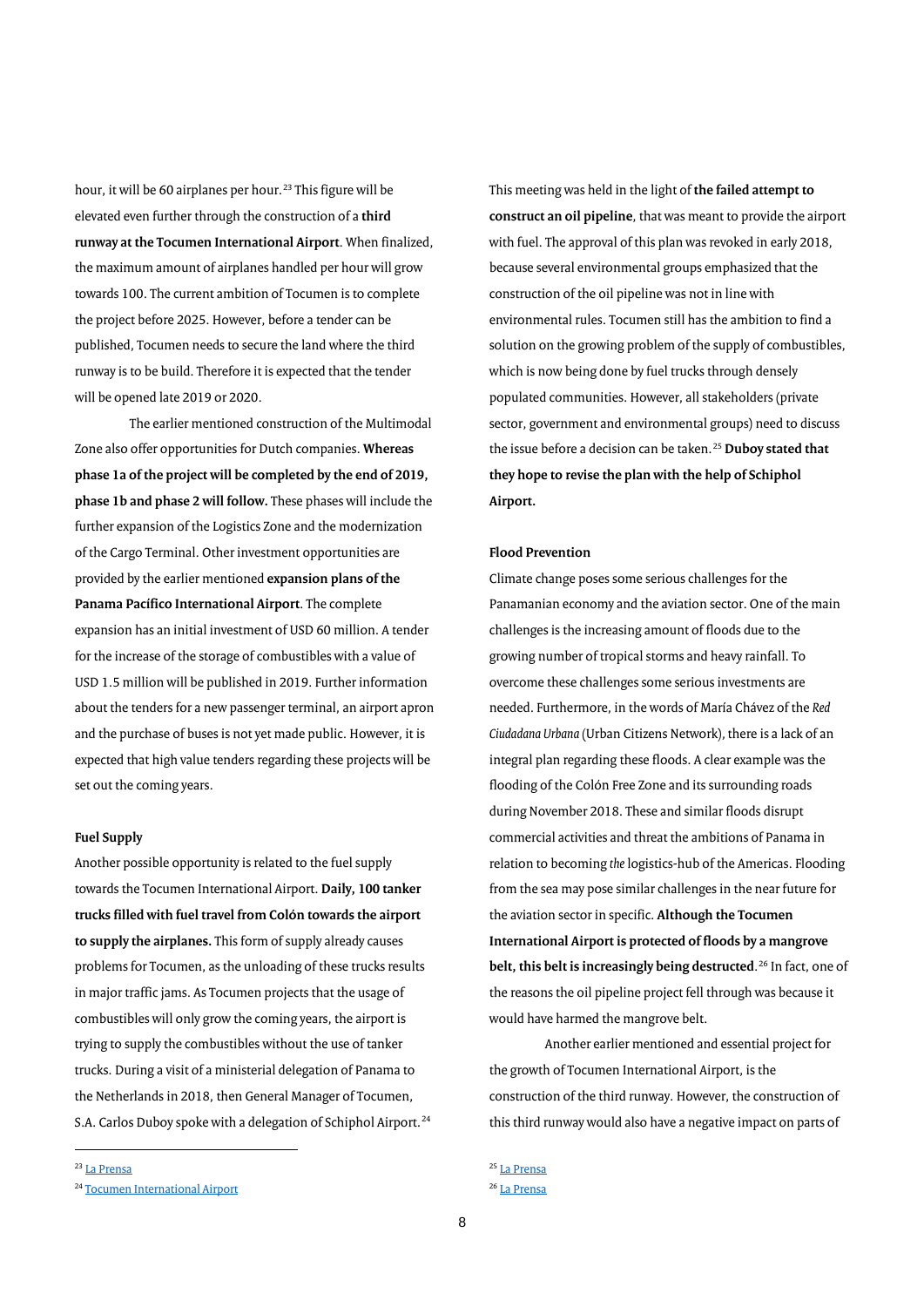hour, it will be 60 airplanes per hour.[23] This figure will be elevated even further through the construction of a **third runway at the Tocumen International Airport**. When finalized, the maximum amount of airplanes handled per hour will grow towards 100. The current ambition of Tocumen is to complete the project before 2025. However, before a tender can be published, Tocumen needs to secure the land where the third runway is to be build. Therefore it is expected that the tender will be opened late 2019 or 2020.

The earlier mentioned construction of the Multimodal Zone also offer opportunities for Dutch companies. **Whereas phase 1a of the project will be completed by the end of 2019, phase 1b and phase 2 will follow.** These phases will include the further expansion of the Logistics Zone and the modernization of the Cargo Terminal. Other investment opportunities are provided by the earlier mentioned **expansion plans of the Panama Pacífico International Airport**. The complete expansion has an initial investment of USD 60 million. A tender for the increase of the storage of combustibles with a value of USD 1.5 million will be published in 2019. Further information about the tenders for a new passenger terminal, an airport apron and the purchase of buses is not yet made public. However, it is expected that high value tenders regarding these projects will be set out the coming years.

**Fuel Supply**

Another possible opportunity is related to the fuel supply towards the Tocumen International Airport. **Daily, 100 tanker trucks filled with fuel travel from Colón towards the airport to supply the airplanes.** This form of supply already causes problems for Tocumen, as the unloading of these trucks results in major traffic jams. As Tocumen projects that the usage of combustibles will only grow the coming years, the airport is trying to supply the combustibles without the use of tanker trucks. During a visit of a ministerial delegation of Panama to the Netherlands in 2018, then General Manager of Tocumen, S.A. Carlos Duboy spoke with a delegation of Schiphol Airport.[24] This meeting was held in the light of **the failed attempt to construct an oil pipeline**, that was meant to provide the airport with fuel. The approval of this plan was revoked in early 2018, because several environmental groups emphasized that the construction of the oil pipeline was not in line with environmental rules. Tocumen still has the ambition to find a solution on the growing problem of the supply of combustibles, which is now being done by fuel trucks through densely populated communities. However, all stakeholders (private sector, government and environmental groups) need to discuss the issue before a decision can be taken.[25] **Duboy stated that they hope to revise the plan with the help of Schiphol Airport.**

**Flood Prevention**

Climate change poses some serious challenges for the Panamanian economy and the aviation sector. One of the main challenges is the increasing amount of floods due to the growing number of tropical storms and heavy rainfall. To overcome these challenges some serious investments are needed. Furthermore, in the words of María Chávez of the *Red Ciudadana Urbana* (Urban Citizens Network), there is a lack of an integral plan regarding these floods. A clear example was the flooding of the Colón Free Zone and its surrounding roads during November 2018. These and similar floods disrupt commercial activities and threat the ambitions of Panama in relation to becoming *the* logistics-hub of the Americas. Flooding from the sea may pose similar challenges in the near future for the aviation sector in specific. **Although the Tocumen International Airport is protected of floods by a mangrove belt, this belt is increasingly being destructed**.[26] In fact, one of the reasons the oil pipeline project fell through was because it would have harmed the mangrove belt.

Another earlier mentioned and essential project for the growth of Tocumen International Airport, is the construction of the third runway. However, the construction of this third runway would also have a negative impact on parts of

---

[23] La Prensa

[24] Tocumen International Airport

[25] La Prensa

[26] La Prensa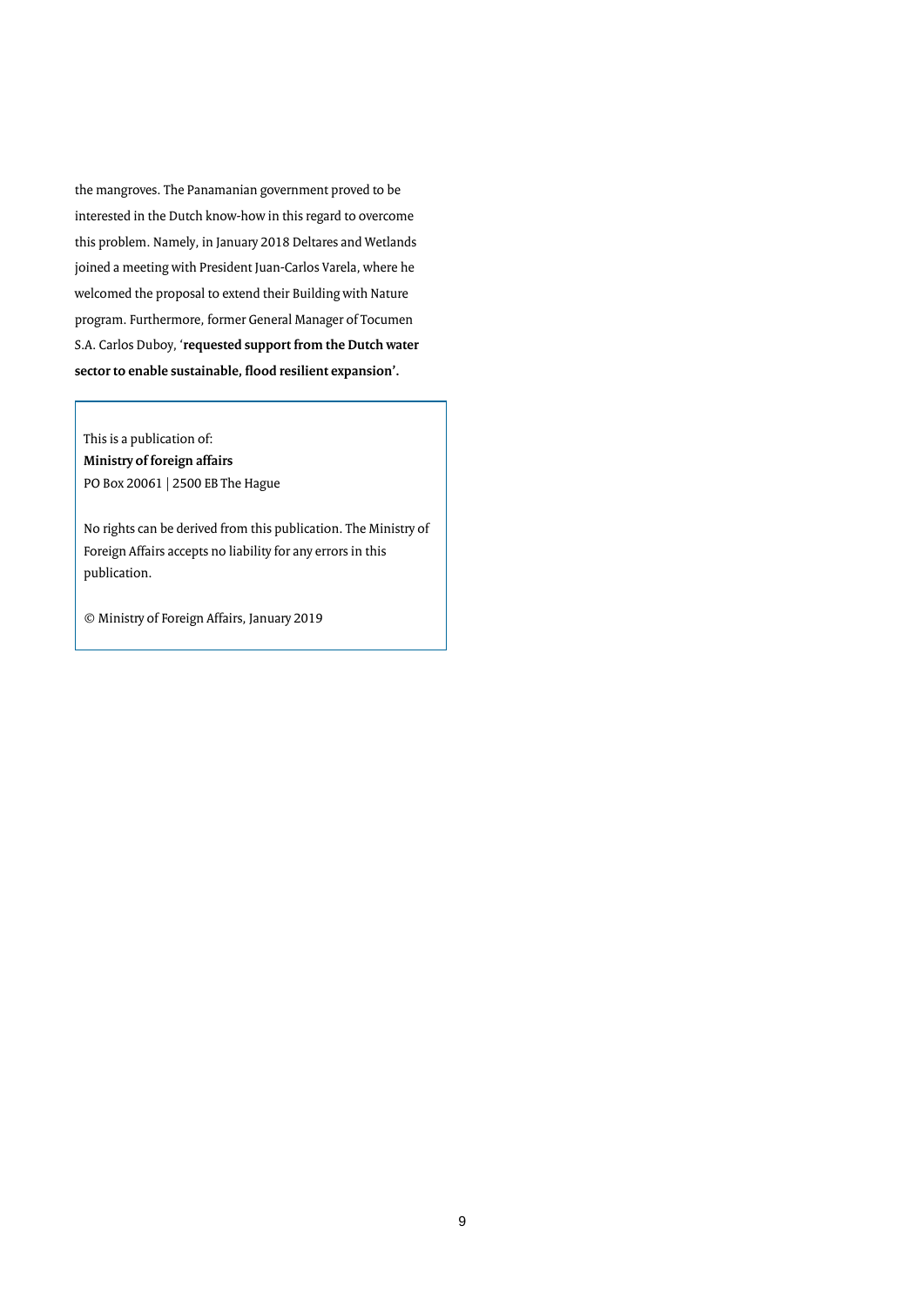the mangroves. The Panamanian government proved to be interested in the Dutch know-how in this regard to overcome this problem. Namely, in January 2018 Deltares and Wetlands joined a meeting with President Juan-Carlos Varela, where he welcomed the proposal to extend their Building with Nature program. Furthermore, former General Manager of Tocumen S.A. Carlos Duboy, '**requested support from the Dutch water sector to enable sustainable, flood resilient expansion'.**

This is a publication of:
**Ministry of foreign affairs**
PO Box 20061 | 2500 EB The Hague

No rights can be derived from this publication. The Ministry of Foreign Affairs accepts no liability for any errors in this publication.

© Ministry of Foreign Affairs, January 2019